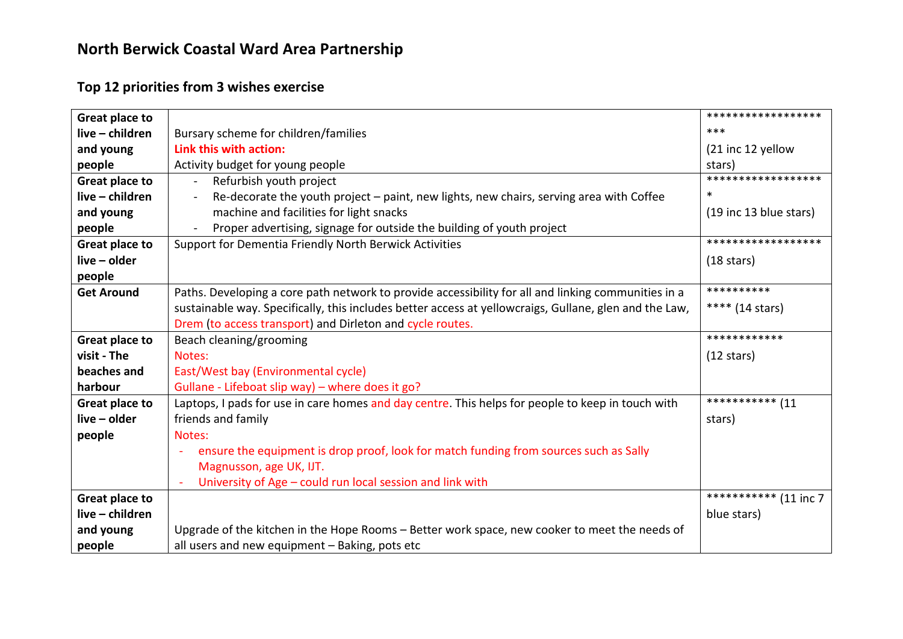## North Berwick Coastal Ward Area Partnership

### Top 12 priorities from 3 wishes exercise

| | | |
|---|---|---|
| **Great place to live – children and young people** | Bursary scheme for children/families<br>**Link this with action:**<br>Activity budget for young people | *********************<br>(21 inc 12 yellow stars) |
| **Great place to live – children and young people** | - Refurbish youth project<br>- Re-decorate the youth project – paint, new lights, new chairs, serving area with Coffee machine and facilities for light snacks<br>- Proper advertising, signage for outside the building of youth project | *******************<br>(19 inc 13 blue stars) |
| **Great place to live – older people** | Support for Dementia Friendly North Berwick Activities | ******************<br>(18 stars) |
| **Get Around** | Paths. Developing a core path network to provide accessibility for all and linking communities in a sustainable way. Specifically, this includes better access at yellowcraigs, Gullane, glen and the Law, Drem (to access transport) and Dirleton and cycle routes. | **************<br>(14 stars) |
| **Great place to visit - The beaches and harbour** | Beach cleaning/grooming<br>Notes:<br>East/West bay (Environmental cycle)<br>Gullane - Lifeboat slip way) – where does it go? | ************<br>(12 stars) |
| **Great place to live – older people** | Laptops, I pads for use in care homes and day centre. This helps for people to keep in touch with friends and family<br>Notes:<br>- ensure the equipment is drop proof, look for match funding from sources such as Sally Magnusson, age UK, IJT.<br>- University of Age – could run local session and link with | *********** (11 stars) |
| **Great place to live – children and young people** | Upgrade of the kitchen in the Hope Rooms – Better work space, new cooker to meet the needs of all users and new equipment – Baking, pots etc | *********** (11 inc 7 blue stars) |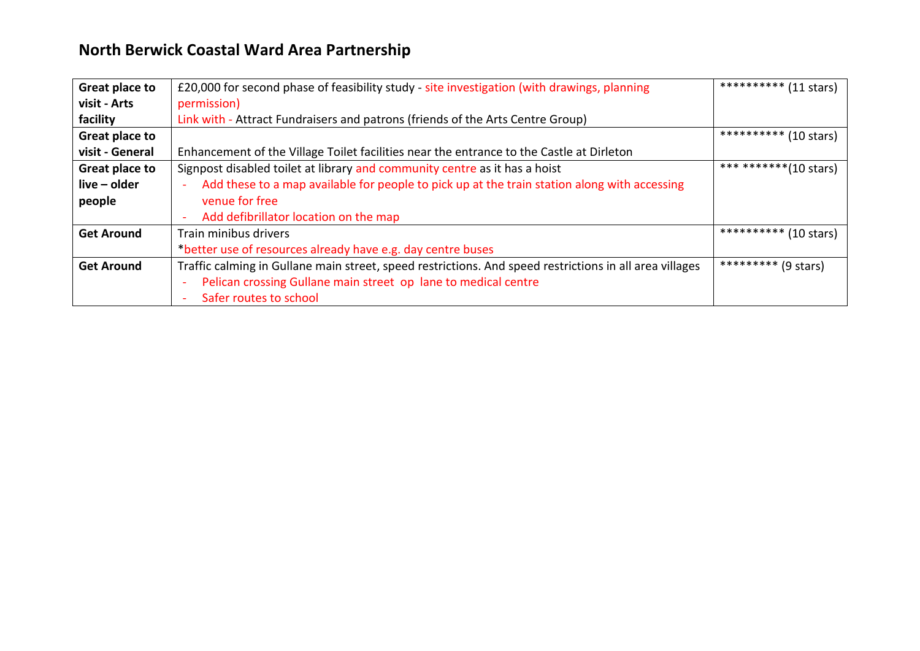# North Berwick Coastal Ward Area Partnership

| | | |
|---|---|---|
| **Great place to visit - Arts facility** | £20,000 for second phase of feasibility study - site investigation (with drawings, planning permission)<br>Link with - Attract Fundraisers and patrons (friends of the Arts Centre Group) | ********** (11 stars) |
| **Great place to visit - General** | Enhancement of the Village Toilet facilities near the entrance to the Castle at Dirleton | ********** (10 stars) |
| **Great place to live – older people** | Signpost disabled toilet at library and community centre as it has a hoist<br>- Add these to a map available for people to pick up at the train station along with accessing venue for free<br>- Add defibrillator location on the map | *** *******(10 stars) |
| **Get Around** | Train minibus drivers<br>*better use of resources already have e.g. day centre buses | ********** (10 stars) |
| **Get Around** | Traffic calming in Gullane main street, speed restrictions. And speed restrictions in all area villages<br>- Pelican crossing Gullane main street op lane to medical centre<br>- Safer routes to school | ********* (9 stars) |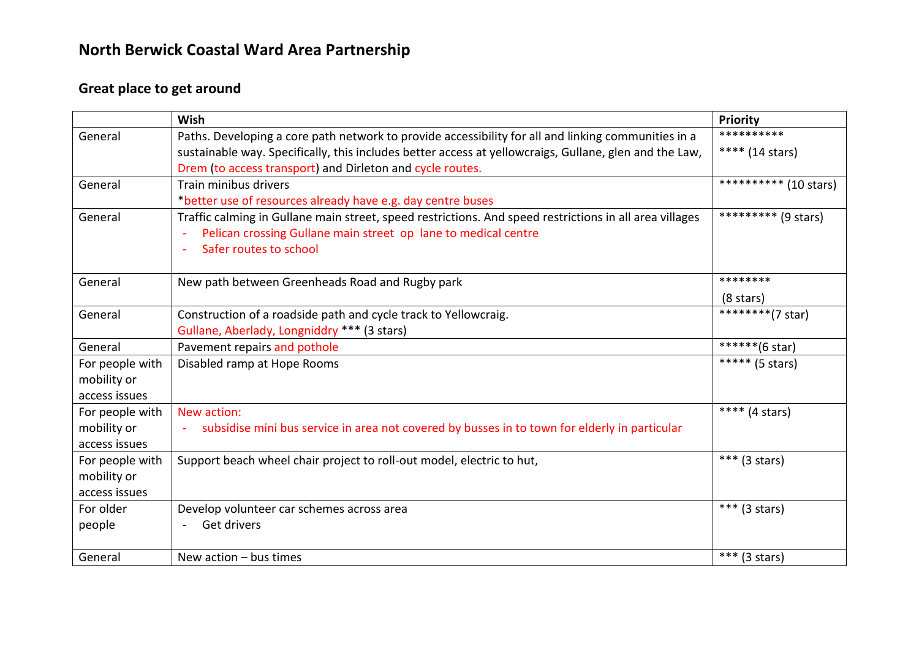## North Berwick Coastal Ward Area Partnership

### Great place to get around

| | Wish | Priority |
|---|---|---|
| General | Paths. Developing a core path network to provide accessibility for all and linking communities in a sustainable way. Specifically, this includes better access at yellowcraigs, Gullane, glen and the Law, Drem (to access transport) and Dirleton and cycle routes. | ********** **** (14 stars) |
| General | Train minibus drivers<br>*better use of resources already have e.g. day centre buses | ********** (10 stars) |
| General | Traffic calming in Gullane main street, speed restrictions. And speed restrictions in all area villages<br>- Pelican crossing Gullane main street op lane to medical centre<br>- Safer routes to school | ********* (9 stars) |
| General | New path between Greenheads Road and Rugby park | ******** (8 stars) |
| General | Construction of a roadside path and cycle track to Yellowcraig.<br>Gullane, Aberlady, Longniddry *** (3 stars) | ********(7 star) |
| General | Pavement repairs and pothole | ******(6 star) |
| For people with mobility or access issues | Disabled ramp at Hope Rooms | ***** (5 stars) |
| For people with mobility or access issues | New action:<br>- subsidise mini bus service in area not covered by busses in to town for elderly in particular | **** (4 stars) |
| For people with mobility or access issues | Support beach wheel chair project to roll-out model, electric to hut, | *** (3 stars) |
| For older people | Develop volunteer car schemes across area<br>- Get drivers | *** (3 stars) |
| General | New action – bus times | *** (3 stars) |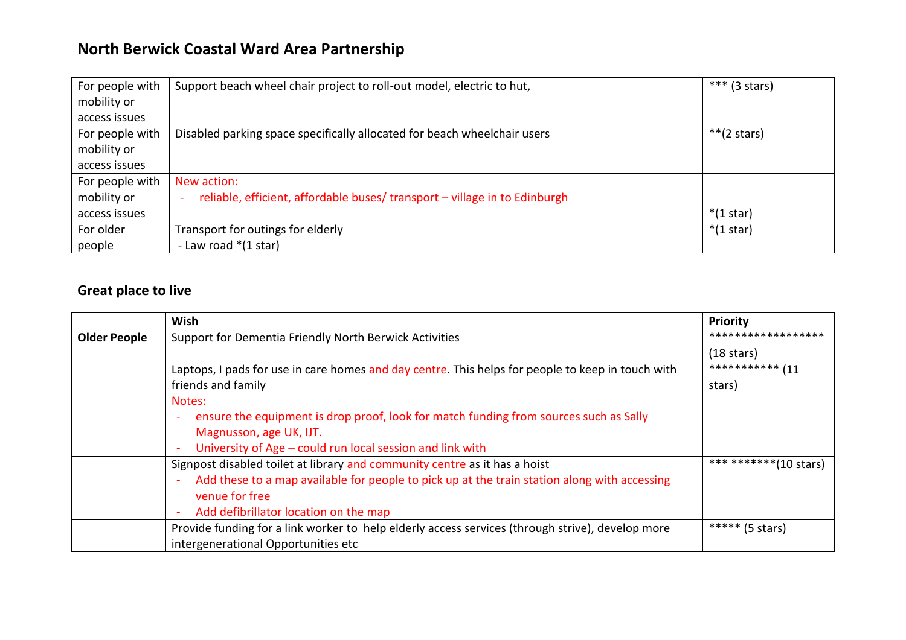## North Berwick Coastal Ward Area Partnership

| | | |
|---|---|---|
| For people with mobility or access issues | Support beach wheel chair project to roll-out model, electric to hut, | *** (3 stars) |
| For people with mobility or access issues | Disabled parking space specifically allocated for beach wheelchair users | **(2 stars) |
| For people with mobility or access issues | New action:<br>- reliable, efficient, affordable buses/ transport – village in to Edinburgh | *(1 star) |
| For older people | Transport for outings for elderly<br>- Law road *(1 star) | *(1 star) |

## Great place to live

| | Wish | Priority |
|---|---|---|
| **Older People** | Support for Dementia Friendly North Berwick Activities | ****************** (18 stars) |
| | Laptops, I pads for use in care homes and day centre. This helps for people to keep in touch with friends and family<br>Notes:<br>- ensure the equipment is drop proof, look for match funding from sources such as Sally Magnusson, age UK, IJT.<br>- University of Age – could run local session and link with | *********** (11 stars) |
| | Signpost disabled toilet at library and community centre as it has a hoist<br>- Add these to a map available for people to pick up at the train station along with accessing venue for free<br>- Add defibrillator location on the map | *** *******(10 stars) |
| | Provide funding for a link worker to help elderly access services (through strive), develop more intergenerational Opportunities etc | ***** (5 stars) |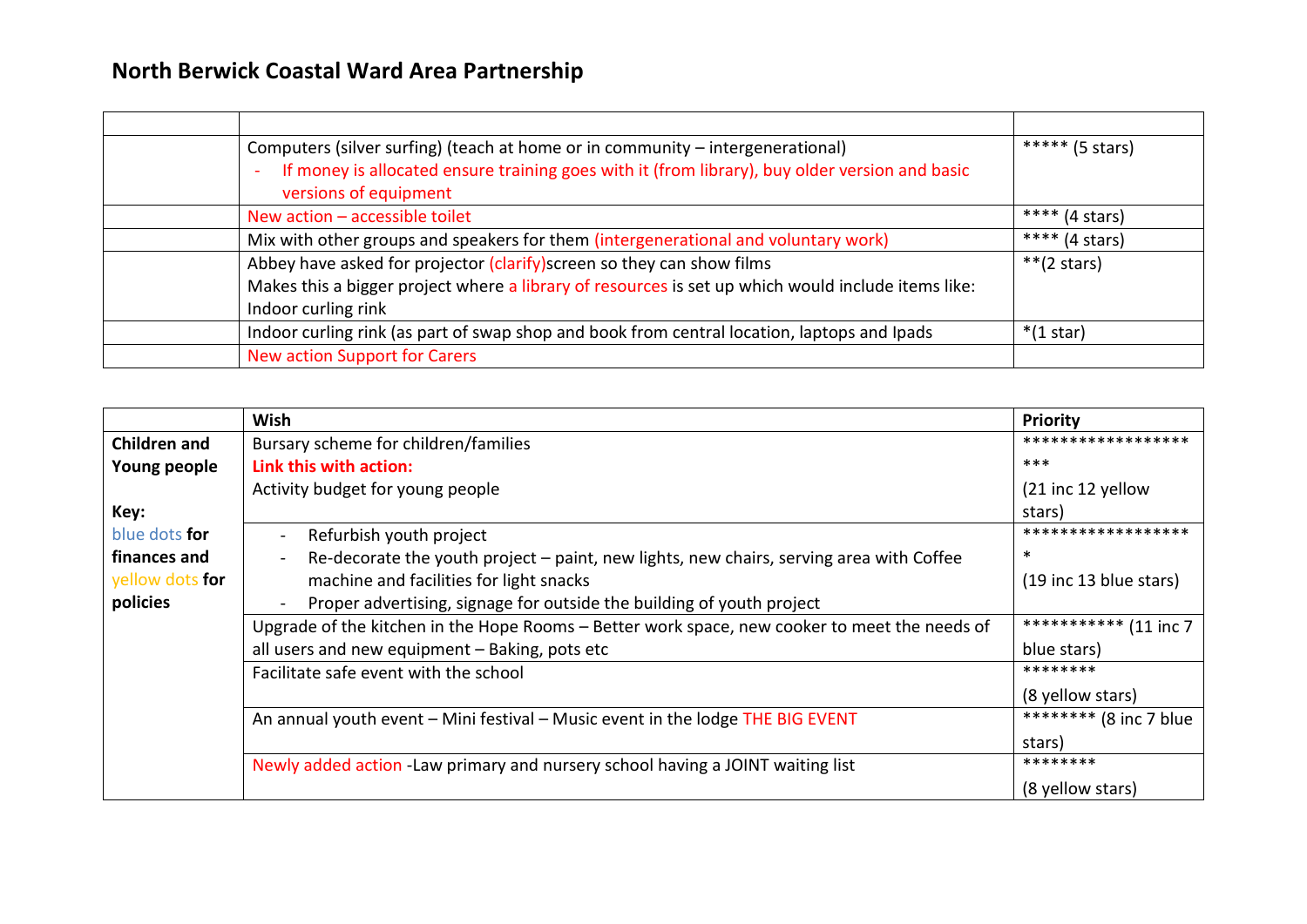# North Berwick Coastal Ward Area Partnership

| | | |
|---|---|---|
| | Computers (silver surfing) (teach at home or in community – intergenerational)<br>- If money is allocated ensure training goes with it (from library), buy older version and basic versions of equipment | ***** (5 stars) |
| | New action – accessible toilet | **** (4 stars) |
| | Mix with other groups and speakers for them (intergenerational and voluntary work) | **** (4 stars) |
| | Abbey have asked for projector (clarify)screen so they can show films<br>Makes this a bigger project where a library of resources is set up which would include items like: Indoor curling rink | **(2 stars) |
| | Indoor curling rink (as part of swap shop and book from central location, laptops and Ipads | *(1 star) |
| | New action Support for Carers | |

| | Wish | Priority |
|---|---|---|
| **Children and Young people**<br><br>**Key:**<br>blue dots **for finances and** yellow dots **for policies** | Bursary scheme for children/families<br>**Link this with action:**<br>Activity budget for young people | ********************* (21 inc 12 yellow stars) |
| | - Refurbish youth project<br>- Re-decorate the youth project – paint, new lights, new chairs, serving area with Coffee machine and facilities for light snacks<br>- Proper advertising, signage for outside the building of youth project | ******************* (19 inc 13 blue stars) |
| | Upgrade of the kitchen in the Hope Rooms – Better work space, new cooker to meet the needs of all users and new equipment – Baking, pots etc | *********** (11 inc 7 blue stars) |
| | Facilitate safe event with the school | ******** (8 yellow stars) |
| | An annual youth event – Mini festival – Music event in the lodge THE BIG EVENT | ******** (8 inc 7 blue stars) |
| | Newly added action -Law primary and nursery school having a JOINT waiting list | ******** (8 yellow stars) |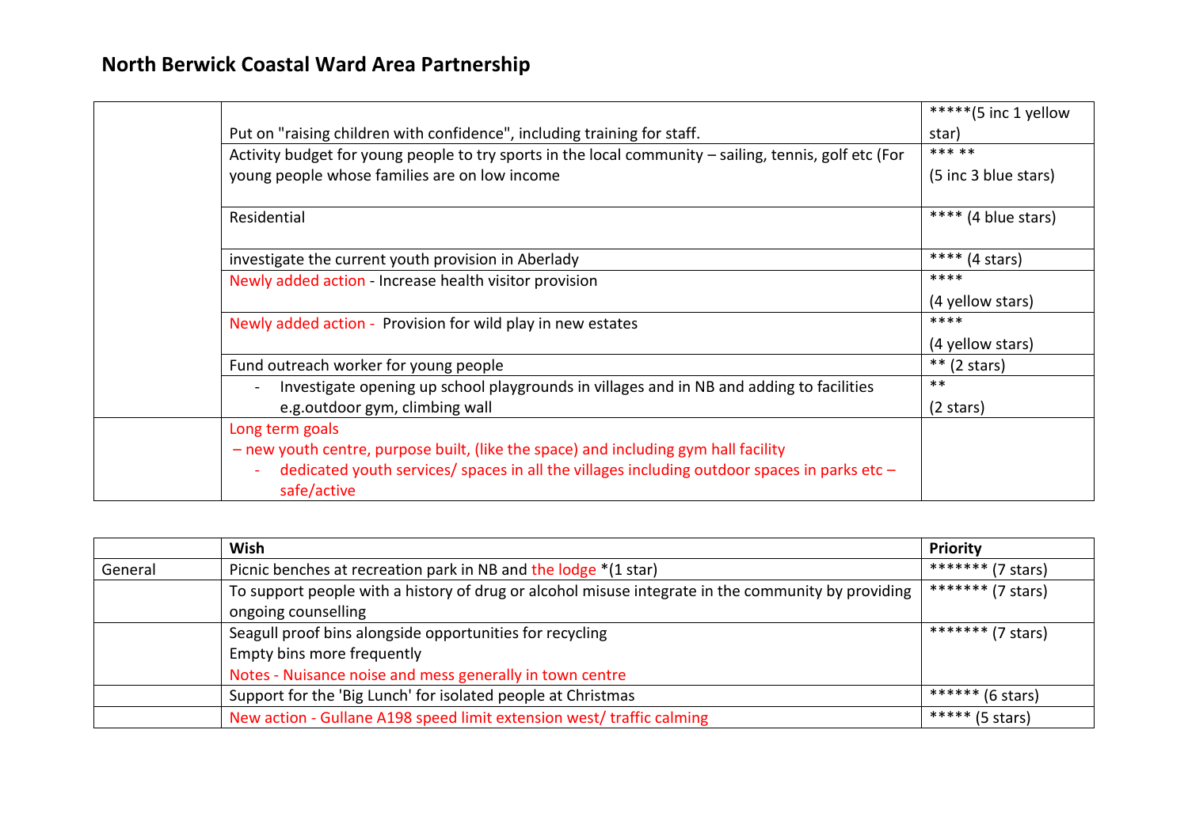# North Berwick Coastal Ward Area Partnership

| | | |
|---|---|---|
| | Put on "raising children with confidence", including training for staff. | *****(5 inc 1 yellow star) |
| | Activity budget for young people to try sports in the local community – sailing, tennis, golf etc (For young people whose families are on low income | *** ** (5 inc 3 blue stars) |
| | Residential | **** (4 blue stars) |
| | investigate the current youth provision in Aberlady | **** (4 stars) |
| | Newly added action - Increase health visitor provision | **** (4 yellow stars) |
| | Newly added action - Provision for wild play in new estates | **** (4 yellow stars) |
| | Fund outreach worker for young people | ** (2 stars) |
| | - Investigate opening up school playgrounds in villages and in NB and adding to facilities e.g.outdoor gym, climbing wall | ** (2 stars) |
| | Long term goals<br>– new youth centre, purpose built, (like the space) and including gym hall facility<br>- dedicated youth services/ spaces in all the villages including outdoor spaces in parks etc – safe/active | |

| | Wish | Priority |
|---|---|---|
| General | Picnic benches at recreation park in NB and the lodge *(1 star) | ******* (7 stars) |
| | To support people with a history of drug or alcohol misuse integrate in the community by providing ongoing counselling | ******* (7 stars) |
| | Seagull proof bins alongside opportunities for recycling<br>Empty bins more frequently<br>Notes - Nuisance noise and mess generally in town centre | ******* (7 stars) |
| | Support for the 'Big Lunch' for isolated people at Christmas | ****** (6 stars) |
| | New action - Gullane A198 speed limit extension west/ traffic calming | ***** (5 stars) |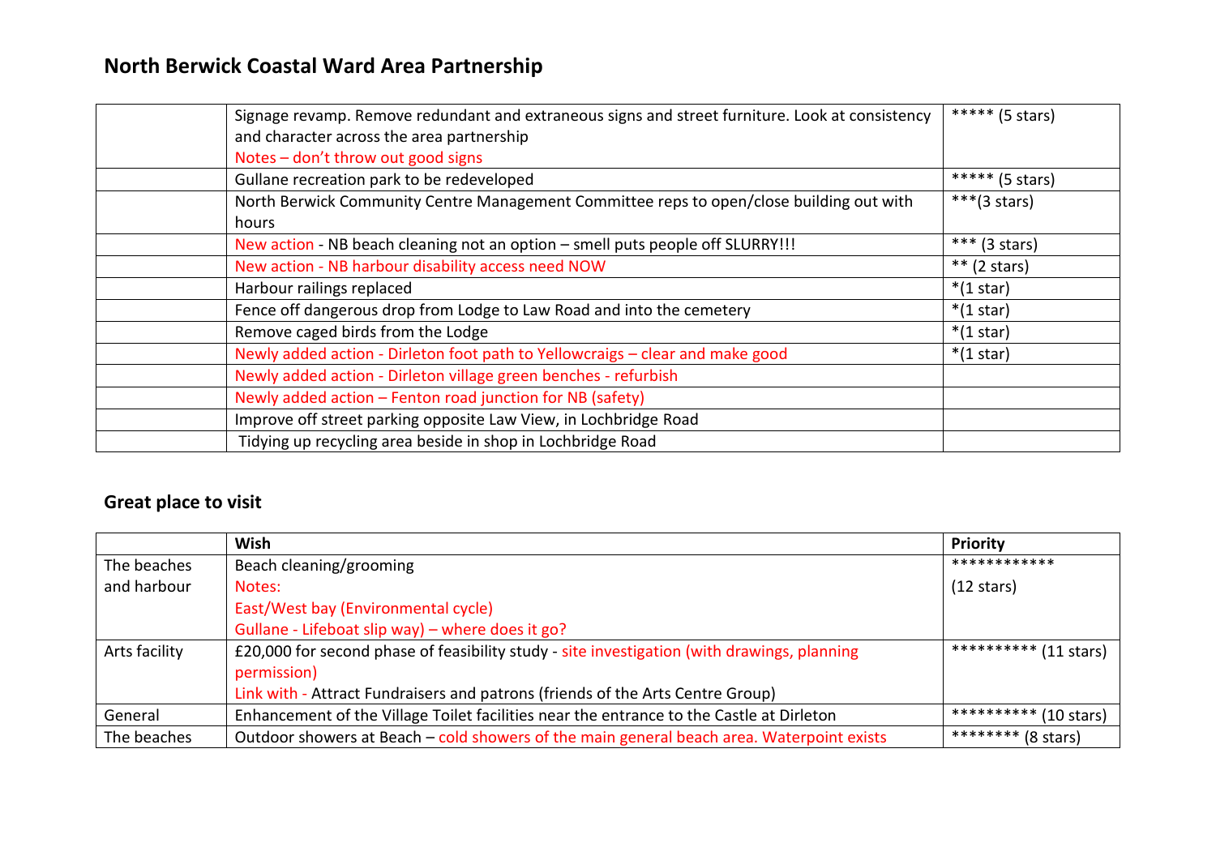## North Berwick Coastal Ward Area Partnership

| | | |
|---|---|---|
| | Signage revamp. Remove redundant and extraneous signs and street furniture. Look at consistency and character across the area partnership<br>Notes – don't throw out good signs | ***** (5 stars) |
| | Gullane recreation park to be redeveloped | ***** (5 stars) |
| | North Berwick Community Centre Management Committee reps to open/close building out with hours | ***(3 stars) |
| | New action - NB beach cleaning not an option – smell puts people off SLURRY!!! | *** (3 stars) |
| | New action - NB harbour disability access need NOW | ** (2 stars) |
| | Harbour railings replaced | *(1 star) |
| | Fence off dangerous drop from Lodge to Law Road and into the cemetery | *(1 star) |
| | Remove caged birds from the Lodge | *(1 star) |
| | Newly added action - Dirleton foot path to Yellowcraigs – clear and make good | *(1 star) |
| | Newly added action - Dirleton village green benches - refurbish | |
| | Newly added action – Fenton road junction for NB (safety) | |
| | Improve off street parking opposite Law View, in Lochbridge Road | |
| | Tidying up recycling area beside in shop in Lochbridge Road | |

## Great place to visit

| | Wish | Priority |
|---|---|---|
| The beaches and harbour | Beach cleaning/grooming<br>Notes:<br>East/West bay (Environmental cycle)<br>Gullane - Lifeboat slip way) – where does it go? | ************<br>(12 stars) |
| Arts facility | £20,000 for second phase of feasibility study - site investigation (with drawings, planning permission)<br>Link with - Attract Fundraisers and patrons (friends of the Arts Centre Group) | ********** (11 stars) |
| General | Enhancement of the Village Toilet facilities near the entrance to the Castle at Dirleton | ********** (10 stars) |
| The beaches | Outdoor showers at Beach – cold showers of the main general beach area. Waterpoint exists | ******** (8 stars) |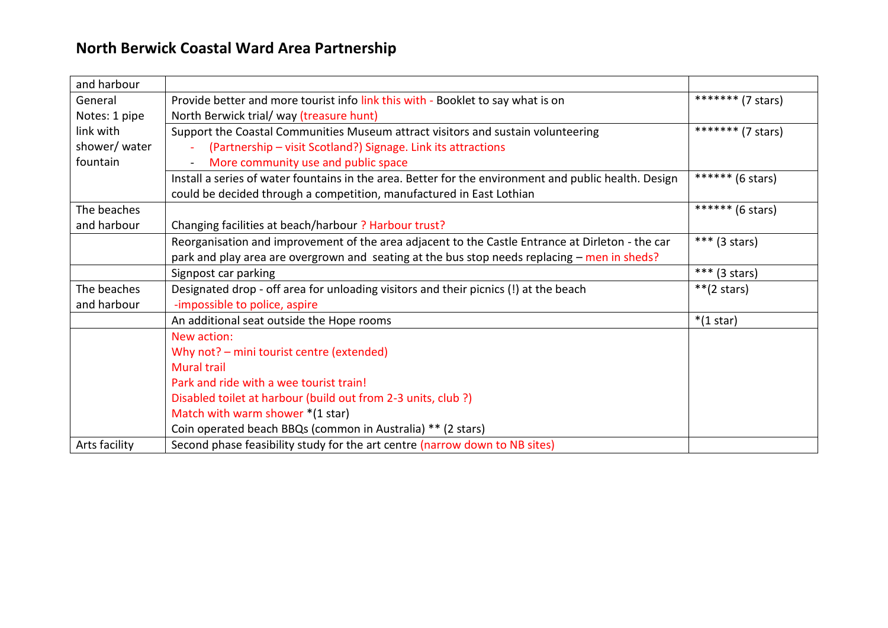# North Berwick Coastal Ward Area Partnership

| | | |
|---|---|---|
| and harbour | | |
| General Notes: 1 pipe link with shower/ water fountain | Provide better and more tourist info link this with - Booklet to say what is on North Berwick trial/ way (treasure hunt) | ******* (7 stars) |
| | Support the Coastal Communities Museum attract visitors and sustain volunteering<br>- (Partnership – visit Scotland?) Signage. Link its attractions<br>- More community use and public space | ******* (7 stars) |
| | Install a series of water fountains in the area. Better for the environment and public health. Design could be decided through a competition, manufactured in East Lothian | ****** (6 stars) |
| The beaches and harbour | Changing facilities at beach/harbour ? Harbour trust? | ****** (6 stars) |
| | Reorganisation and improvement of the area adjacent to the Castle Entrance at Dirleton - the car park and play area are overgrown and seating at the bus stop needs replacing – men in sheds? | *** (3 stars) |
| | Signpost car parking | *** (3 stars) |
| The beaches and harbour | Designated drop - off area for unloading visitors and their picnics (!) at the beach<br>-impossible to police, aspire | **(2 stars) |
| | An additional seat outside the Hope rooms | *(1 star) |
| | New action:<br>Why not? – mini tourist centre (extended)<br>Mural trail<br>Park and ride with a wee tourist train!<br>Disabled toilet at harbour (build out from 2-3 units, club ?)<br>Match with warm shower *(1 star)<br>Coin operated beach BBQs (common in Australia) ** (2 stars) | |
| Arts facility | Second phase feasibility study for the art centre (narrow down to NB sites) | |